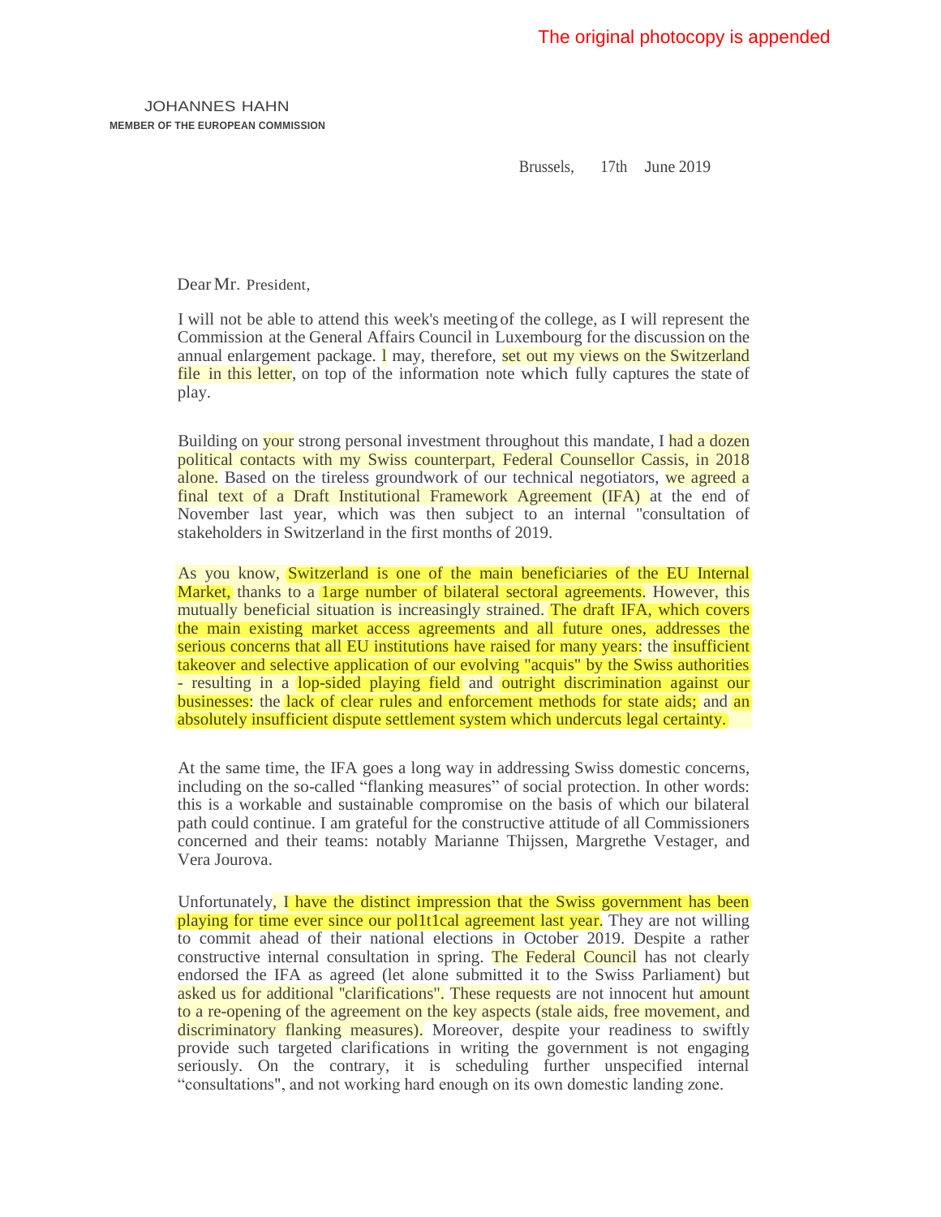The original photocopy is appended

JOHANNES HAHN
**MEMBER OF THE EUROPEAN COMMISSION**

Brussels, 17th June 2019

Dear Mr. President,

I will not be able to attend this week's meeting of the college, as I will represent the Commission at the General Affairs Council in Luxembourg for the discussion on the annual enlargement package. I may, therefore, set out my views on the Switzerland file in this letter, on top of the information note which fully captures the state of play.

Building on your strong personal investment throughout this mandate, I had a dozen political contacts with my Swiss counterpart, Federal Counsellor Cassis, in 2018 alone. Based on the tireless groundwork of our technical negotiators, we agreed a final text of a Draft Institutional Framework Agreement (IFA) at the end of November last year, which was then subject to an internal "consultation of stakeholders in Switzerland in the first months of 2019.

As you know, Switzerland is one of the main beneficiaries of the EU Internal Market, thanks to a 1arge number of bilateral sectoral agreements. However, this mutually beneficial situation is increasingly strained. The draft IFA, which covers the main existing market access agreements and all future ones, addresses the serious concerns that all EU institutions have raised for many years: the insufficient takeover and selective application of our evolving "acquis" by the Swiss authorities - resulting in a lop-sided playing field and outright discrimination against our businesses: the lack of clear rules and enforcement methods for state aids; and an absolutely insufficient dispute settlement system which undercuts legal certainty.

At the same time, the IFA goes a long way in addressing Swiss domestic concerns, including on the so-called "flanking measures" of social protection. In other words: this is a workable and sustainable compromise on the basis of which our bilateral path could continue. I am grateful for the constructive attitude of all Commissioners concerned and their teams: notably Marianne Thijssen, Margrethe Vestager, and Vera Jourova.

Unfortunately, I have the distinct impression that the Swiss government has been playing for time ever since our pol1t1cal agreement last year. They are not willing to commit ahead of their national elections in October 2019. Despite a rather constructive internal consultation in spring. The Federal Council has not clearly endorsed the IFA as agreed (let alone submitted it to the Swiss Parliament) but asked us for additional "clarifications". These requests are not innocent hut amount to a re-opening of the agreement on the key aspects (stale aids, free movement, and discriminatory flanking measures). Moreover, despite your readiness to swiftly provide such targeted clarifications in writing the government is not engaging seriously. On the contrary, it is scheduling further unspecified internal "consultations", and not working hard enough on its own domestic landing zone.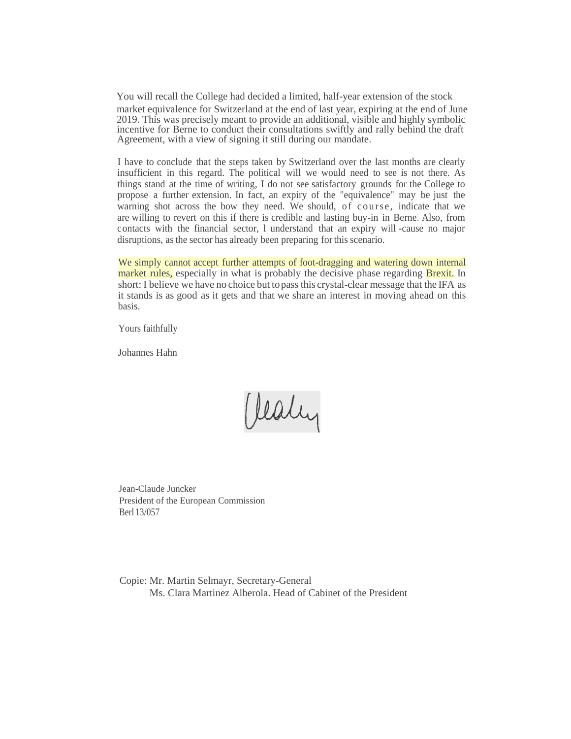You will recall the College had decided a limited, half-year extension of the stock market equivalence for Switzerland at the end of last year, expiring at the end of June 2019. This was precisely meant to provide an additional, visible and highly symbolic incentive for Berne to conduct their consultations swiftly and rally behind the draft Agreement, with a view of signing it still during our mandate.

I have to conclude that the steps taken by Switzerland over the last months are clearly insufficient in this regard. The political will we would need to see is not there. As things stand at the time of writing, I do not see satisfactory grounds for the College to propose a further extension. In fact, an expiry of the "equivalence" may be just the warning shot across the bow they need. We should, of course, indicate that we are willing to revert on this if there is credible and lasting buy-in in Berne. Also, from contacts with the financial sector, I understand that an expiry will cause no major disruptions, as the sector has already been preparing for this scenario.

We simply cannot accept further attempts of foot-dragging and watering down internal market rules, especially in what is probably the decisive phase regarding Brexit. In short: I believe we have no choice but to pass this crystal-clear message that the IFA as it stands is as good as it gets and that we share an interest in moving ahead on this basis.

Yours faithfully

Johannes Hahn

Jean-Claude Juncker
President of the European Commission
Berl 13/057

Copie: Mr. Martin Selmayr, Secretary-General
Ms. Clara Martinez Alberola. Head of Cabinet of the President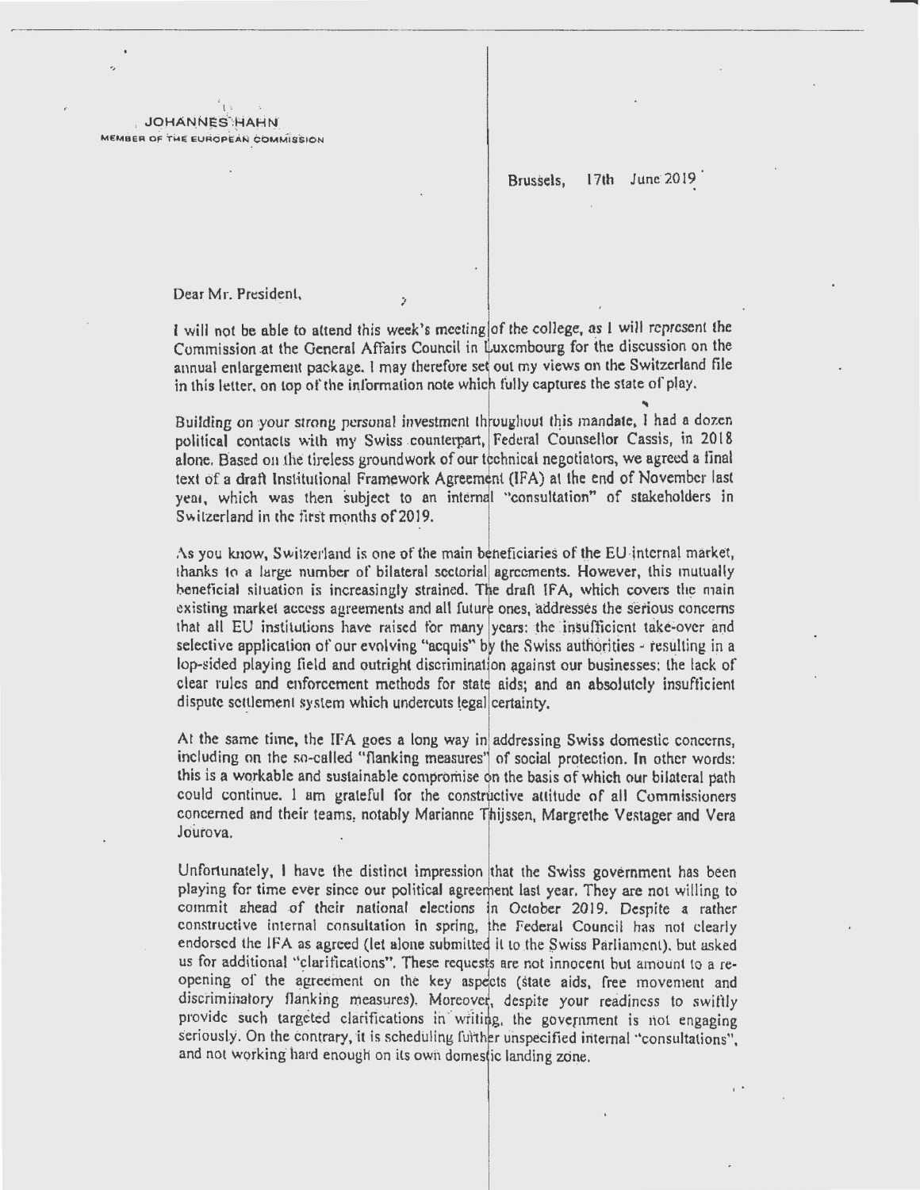JOHANNES HAHN
MEMBER OF THE EUROPEAN COMMISSION

Brussels, 17th June 2019

Dear Mr. President,

I will not be able to attend this week's meeting of the college, as I will represent the Commission at the General Affairs Council in Luxembourg for the discussion on the annual enlargement package. I may therefore set out my views on the Switzerland file in this letter, on top of the information note which fully captures the state of play.

Building on your strong personal investment throughout this mandate, I had a dozen political contacts with my Swiss counterpart, Federal Counsellor Cassis, in 2018 alone. Based on the tireless groundwork of our technical negotiators, we agreed a final text of a draft Institutional Framework Agreement (IFA) at the end of November last year, which was then subject to an internal "consultation" of stakeholders in Switzerland in the first months of 2019.

As you know, Switzerland is one of the main beneficiaries of the EU internal market, thanks to a large number of bilateral sectorial agreements. However, this mutually beneficial situation is increasingly strained. The draft IFA, which covers the main existing market access agreements and all future ones, addresses the serious concerns that all EU institutions have raised for many years: the insufficient take-over and selective application of our evolving "acquis" by the Swiss authorities - resulting in a lop-sided playing field and outright discrimination against our businesses; the lack of clear rules and enforcement methods for state aids; and an absolutely insufficient dispute settlement system which undercuts legal certainty.

At the same time, the IFA goes a long way in addressing Swiss domestic concerns, including on the so-called "flanking measures" of social protection. In other words: this is a workable and sustainable compromise on the basis of which our bilateral path could continue. I am grateful for the constructive attitude of all Commissioners concerned and their teams, notably Marianne Thijssen, Margrethe Vestager and Vera Jourova.

Unfortunately, I have the distinct impression that the Swiss government has been playing for time ever since our political agreement last year. They are not willing to commit ahead of their national elections in October 2019. Despite a rather constructive internal consultation in spring, the Federal Council has not clearly endorsed the IFA as agreed (let alone submitted it to the Swiss Parliament), but asked us for additional "clarifications". These requests are not innocent but amount to a re-opening of the agreement on the key aspects (state aids, free movement and discriminatory flanking measures). Moreover, despite your readiness to swiftly provide such targeted clarifications in writing, the government is not engaging seriously. On the contrary, it is scheduling further unspecified internal "consultations", and not working hard enough on its own domestic landing zone.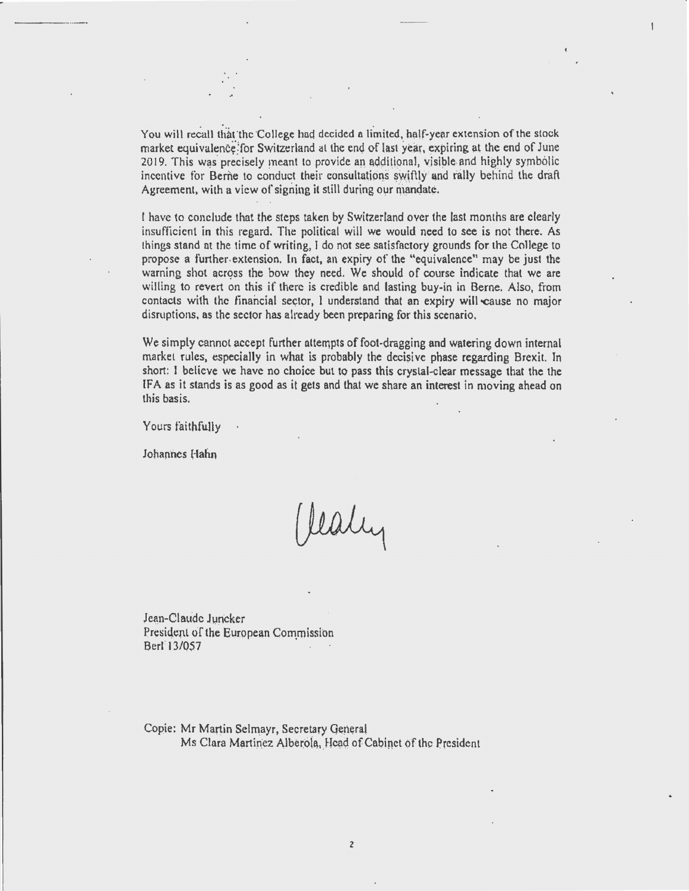You will recall that the College had decided a limited, half-year extension of the stock market equivalence for Switzerland at the end of last year, expiring at the end of June 2019. This was precisely meant to provide an additional, visible and highly symbolic incentive for Berne to conduct their consultations swiftly and rally behind the draft Agreement, with a view of signing it still during our mandate.

I have to conclude that the steps taken by Switzerland over the last months are clearly insufficient in this regard. The political will we would need to see is not there. As things stand at the time of writing, I do not see satisfactory grounds for the College to propose a further extension. In fact, an expiry of the "equivalence" may be just the warning shot across the bow they need. We should of course indicate that we are willing to revert on this if there is credible and lasting buy-in in Berne. Also, from contacts with the financial sector, I understand that an expiry will cause no major disruptions, as the sector has already been preparing for this scenario.

We simply cannot accept further attempts of foot-dragging and watering down internal market rules, especially in what is probably the decisive phase regarding Brexit. In short: I believe we have no choice but to pass this crystal-clear message that the the IFA as it stands is as good as it gets and that we share an interest in moving ahead on this basis.

Yours faithfully

Johannes Hahn

Jean-Claude Juncker
President of the European Commission
Berl 13/057

Copie: Mr Martin Selmayr, Secretary General
Ms Clara Martinez Alberola, Head of Cabinet of the President